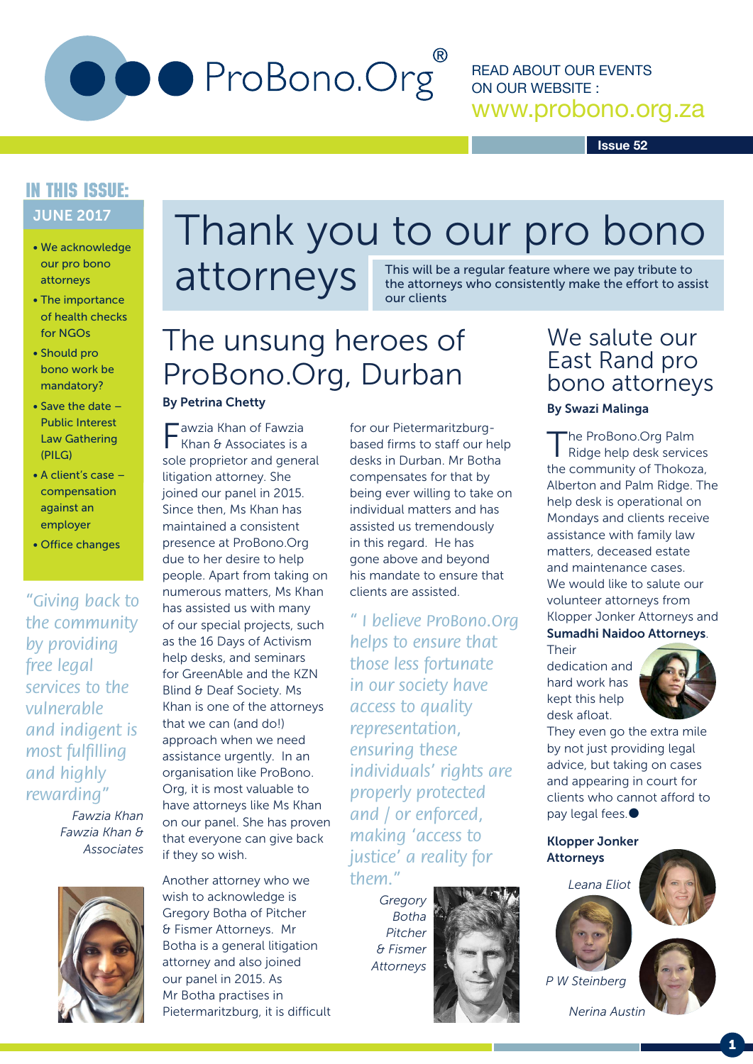# ProBono.Org®

READ ABOUT OUR EVENTS ON OUR WEBSITE : www.probono.org.za

Issue 52

## IN THIS ISSUE:

**JUNE 2017**

- We acknowledge our pro bono attorneys
- The importance of health checks for NGOs
- Should pro bono work be mandatory?
- Save the date – Public Interest Law Gathering (PILG)
- A client's case – compensation against an employer
- Office changes

*"Giving back to the community by providing free legal services to the vulnerable and indigent is most fulfilling and highly rewarding"*

*Fawzia Khan*
*Fawzia Khan & Associates*

# Thank you to our pro bono attorneys

This will be a regular feature where we pay tribute to the attorneys who consistently make the effort to assist our clients

## The unsung heroes of ProBono.Org, Durban

**By Petrina Chetty**

Fawzia Khan of Fawzia Khan & Associates is a sole proprietor and general litigation attorney. She joined our panel in 2015. Since then, Ms Khan has maintained a consistent presence at ProBono.Org due to her desire to help people. Apart from taking on numerous matters, Ms Khan has assisted us with many of our special projects, such as the 16 Days of Activism help desks, and seminars for GreenAble and the KZN Blind & Deaf Society. Ms Khan is one of the attorneys that we can (and do!) approach when we need assistance urgently. In an organisation like ProBono.Org, it is most valuable to have attorneys like Ms Khan on our panel. She has proven that everyone can give back if they so wish.

Another attorney who we wish to acknowledge is Gregory Botha of Pitcher & Fismer Attorneys. Mr Botha is a general litigation attorney and also joined our panel in 2015. As Mr Botha practises in Pietermaritzburg, it is difficult for our Pietermaritzburg-based firms to staff our help desks in Durban. Mr Botha compensates for that by being ever willing to take on individual matters and has assisted us tremendously in this regard. He has gone above and beyond his mandate to ensure that clients are assisted.

*" I believe ProBono.Org helps to ensure that those less fortunate in our society have access to quality representation, ensuring these individuals' rights are properly protected and / or enforced, making 'access to justice' a reality for them."*

*Gregory Botha*
*Pitcher & Fismer Attorneys*

## We salute our East Rand pro bono attorneys

**By Swazi Malinga**

The ProBono.Org Palm Ridge help desk services the community of Thokoza, Alberton and Palm Ridge. The help desk is operational on Mondays and clients receive assistance with family law matters, deceased estate and maintenance cases. We would like to salute our volunteer attorneys from Klopper Jonker Attorneys and **Sumadhi Naidoo Attorneys**. Their dedication and hard work has kept this help desk afloat. They even go the extra mile by not just providing legal advice, but taking on cases and appearing in court for clients who cannot afford to pay legal fees.●

**Klopper Jonker Attorneys**

*Leana Eliot*

*P W Steinberg*

*Nerina Austin*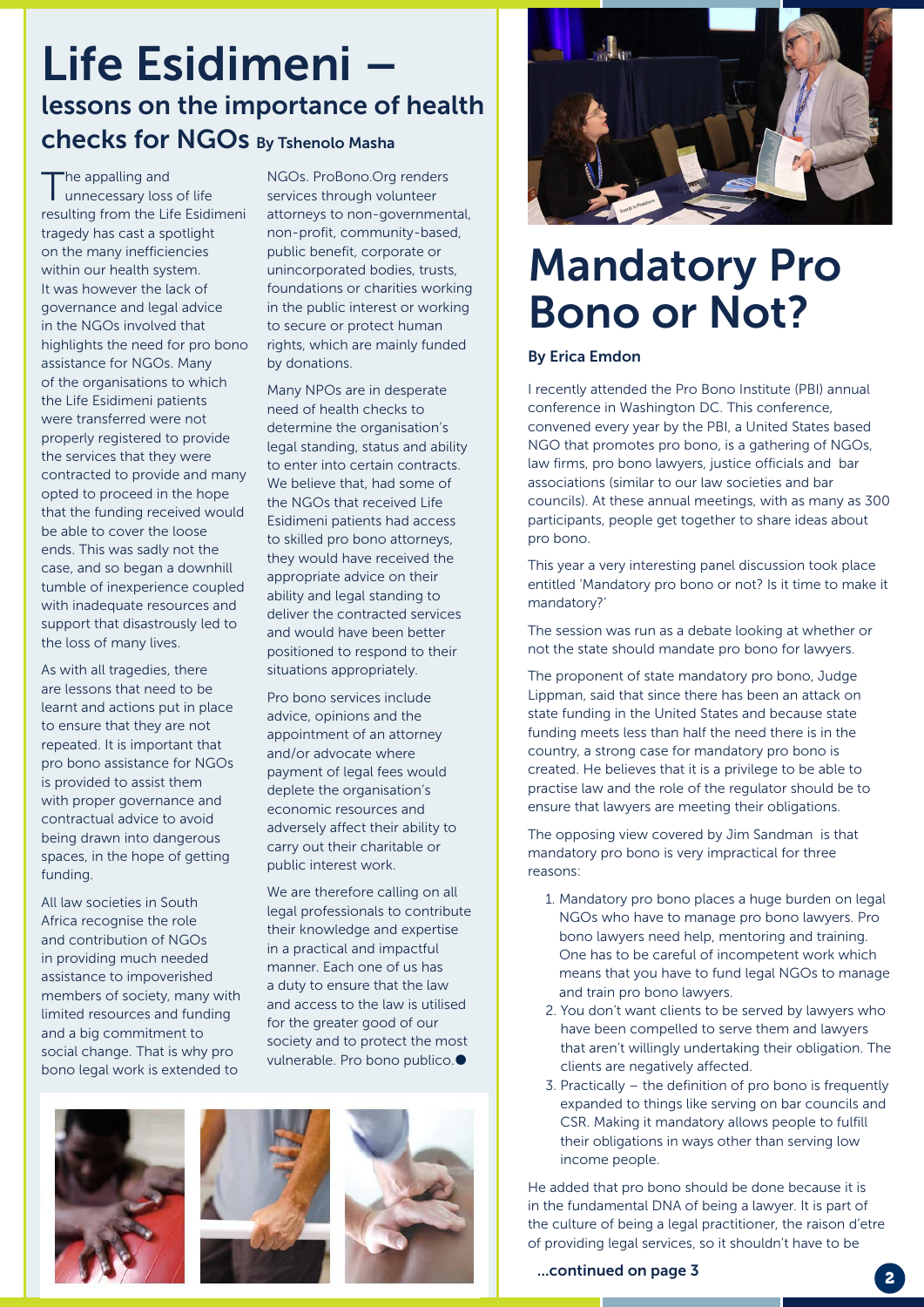# Life Esidimeni – lessons on the importance of health checks for NGOs

By Tshenolo Masha

The appalling and unnecessary loss of life resulting from the Life Esidimeni tragedy has cast a spotlight on the many inefficiencies within our health system. It was however the lack of governance and legal advice in the NGOs involved that highlights the need for pro bono assistance for NGOs. Many of the organisations to which the Life Esidimeni patients were transferred were not properly registered to provide the services that they were contracted to provide and many opted to proceed in the hope that the funding received would be able to cover the loose ends. This was sadly not the case, and so began a downhill tumble of inexperience coupled with inadequate resources and support that disastrously led to the loss of many lives.

As with all tragedies, there are lessons that need to be learnt and actions put in place to ensure that they are not repeated. It is important that pro bono assistance for NGOs is provided to assist them with proper governance and contractual advice to avoid being drawn into dangerous spaces, in the hope of getting funding.

All law societies in South Africa recognise the role and contribution of NGOs in providing much needed assistance to impoverished members of society, many with limited resources and funding and a big commitment to social change. That is why pro bono legal work is extended to NGOs. ProBono.Org renders services through volunteer attorneys to non-governmental, non-profit, community-based, public benefit, corporate or unincorporated bodies, trusts, foundations or charities working in the public interest or working to secure or protect human rights, which are mainly funded by donations.

Many NPOs are in desperate need of health checks to determine the organisation's legal standing, status and ability to enter into certain contracts. We believe that, had some of the NGOs that received Life Esidimeni patients had access to skilled pro bono attorneys, they would have received the appropriate advice on their ability and legal standing to deliver the contracted services and would have been better positioned to respond to their situations appropriately.

Pro bono services include advice, opinions and the appointment of an attorney and/or advocate where payment of legal fees would deplete the organisation's economic resources and adversely affect their ability to carry out their charitable or public interest work.

We are therefore calling on all legal professionals to contribute their knowledge and expertise in a practical and impactful manner. Each one of us has a duty to ensure that the law and access to the law is utilised for the greater good of our society and to protect the most vulnerable. Pro bono publico.●

# Mandatory Pro Bono or Not?

**By Erica Emdon**

I recently attended the Pro Bono Institute (PBI) annual conference in Washington DC. This conference, convened every year by the PBI, a United States based NGO that promotes pro bono, is a gathering of NGOs, law firms, pro bono lawyers, justice officials and bar associations (similar to our law societies and bar councils). At these annual meetings, with as many as 300 participants, people get together to share ideas about pro bono.

This year a very interesting panel discussion took place entitled 'Mandatory pro bono or not? Is it time to make it mandatory?'

The session was run as a debate looking at whether or not the state should mandate pro bono for lawyers.

The proponent of state mandatory pro bono, Judge Lippman, said that since there has been an attack on state funding in the United States and because state funding meets less than half the need there is in the country, a strong case for mandatory pro bono is created. He believes that it is a privilege to be able to practise law and the role of the regulator should be to ensure that lawyers are meeting their obligations.

The opposing view covered by Jim Sandman is that mandatory pro bono is very impractical for three reasons:

1. Mandatory pro bono places a huge burden on legal NGOs who have to manage pro bono lawyers. Pro bono lawyers need help, mentoring and training. One has to be careful of incompetent work which means that you have to fund legal NGOs to manage and train pro bono lawyers.
2. You don't want clients to be served by lawyers who have been compelled to serve them and lawyers that aren't willingly undertaking their obligation. The clients are negatively affected.
3. Practically – the definition of pro bono is frequently expanded to things like serving on bar councils and CSR. Making it mandatory allows people to fulfill their obligations in ways other than serving low income people.

He added that pro bono should be done because it is in the fundamental DNA of being a lawyer. It is part of the culture of being a legal practitioner, the raison d'etre of providing legal services, so it shouldn't have to be

**...continued on page 3**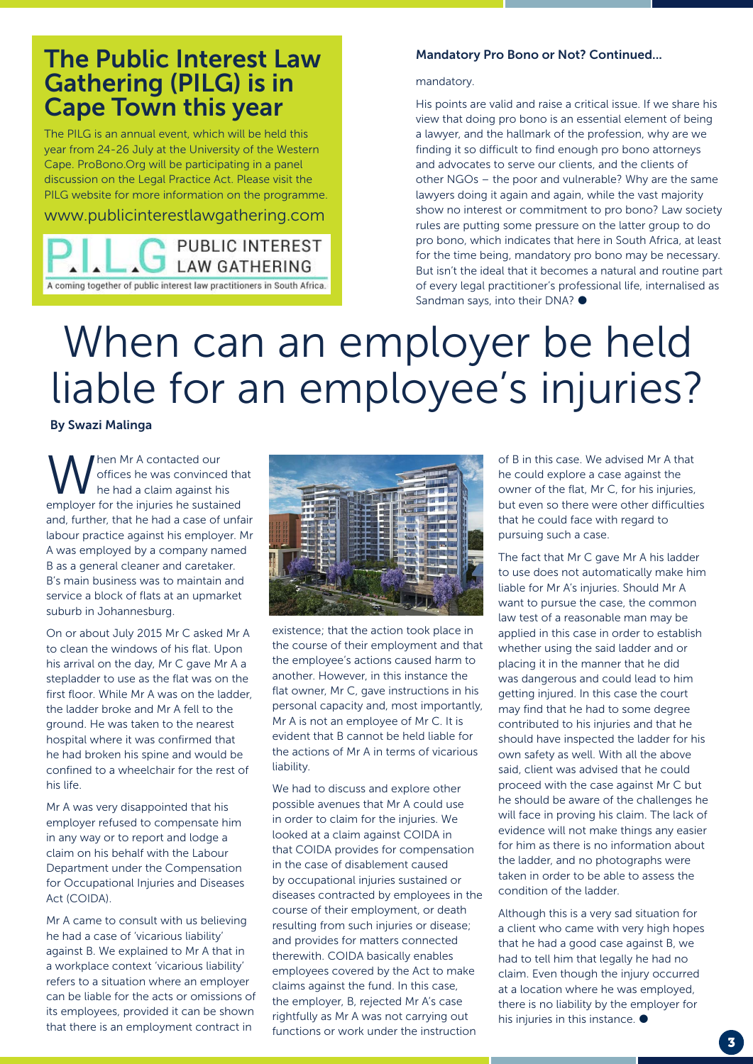## The Public Interest Law Gathering (PILG) is in Cape Town this year

The PILG is an annual event, which will be held this year from 24-26 July at the University of the Western Cape. ProBono.Org will be participating in a panel discussion on the Legal Practice Act. Please visit the PILG website for more information on the programme.

www.publicinterestlawgathering.com

P.I.L.G PUBLIC INTEREST LAW GATHERING

A coming together of public interest law practitioners in South Africa.

### Mandatory Pro Bono or Not? Continued...

mandatory.

His points are valid and raise a critical issue. If we share his view that doing pro bono is an essential element of being a lawyer, and the hallmark of the profession, why are we finding it so difficult to find enough pro bono attorneys and advocates to serve our clients, and the clients of other NGOs – the poor and vulnerable? Why are the same lawyers doing it again and again, while the vast majority show no interest or commitment to pro bono? Law society rules are putting some pressure on the latter group to do pro bono, which indicates that here in South Africa, at least for the time being, mandatory pro bono may be necessary. But isn't the ideal that it becomes a natural and routine part of every legal practitioner's professional life, internalised as Sandman says, into their DNA? ●

# When can an employer be held liable for an employee's injuries?

**By Swazi Malinga**

When Mr A contacted our offices he was convinced that he had a claim against his employer for the injuries he sustained and, further, that he had a case of unfair labour practice against his employer. Mr A was employed by a company named B as a general cleaner and caretaker. B's main business was to maintain and service a block of flats at an upmarket suburb in Johannesburg.

On or about July 2015 Mr C asked Mr A to clean the windows of his flat. Upon his arrival on the day, Mr C gave Mr A a stepladder to use as the flat was on the first floor. While Mr A was on the ladder, the ladder broke and Mr A fell to the ground. He was taken to the nearest hospital where it was confirmed that he had broken his spine and would be confined to a wheelchair for the rest of his life.

Mr A was very disappointed that his employer refused to compensate him in any way or to report and lodge a claim on his behalf with the Labour Department under the Compensation for Occupational Injuries and Diseases Act (COIDA).

Mr A came to consult with us believing he had a case of 'vicarious liability' against B. We explained to Mr A that in a workplace context 'vicarious liability' refers to a situation where an employer can be liable for the acts or omissions of its employees, provided it can be shown that there is an employment contract in existence; that the action took place in the course of their employment and that the employee's actions caused harm to another. However, in this instance the flat owner, Mr C, gave instructions in his personal capacity and, most importantly, Mr A is not an employee of Mr C. It is evident that B cannot be held liable for the actions of Mr A in terms of vicarious liability.

We had to discuss and explore other possible avenues that Mr A could use in order to claim for the injuries. We looked at a claim against COIDA in that COIDA provides for compensation in the case of disablement caused by occupational injuries sustained or diseases contracted by employees in the course of their employment, or death resulting from such injuries or disease; and provides for matters connected therewith. COIDA basically enables employees covered by the Act to make claims against the fund. In this case, the employer, B, rejected Mr A's case rightfully as Mr A was not carrying out functions or work under the instruction of B in this case. We advised Mr A that he could explore a case against the owner of the flat, Mr C, for his injuries, but even so there were other difficulties that he could face with regard to pursuing such a case.

The fact that Mr C gave Mr A his ladder to use does not automatically make him liable for Mr A's injuries. Should Mr A want to pursue the case, the common law test of a reasonable man may be applied in this case in order to establish whether using the said ladder and or placing it in the manner that he did was dangerous and could lead to him getting injured. In this case the court may find that he had to some degree contributed to his injuries and that he should have inspected the ladder for his own safety as well. With all the above said, client was advised that he could proceed with the case against Mr C but he should be aware of the challenges he will face in proving his claim. The lack of evidence will not make things any easier for him as there is no information about the ladder, and no photographs were taken in order to be able to assess the condition of the ladder.

Although this is a very sad situation for a client who came with very high hopes that he had a good case against B, we had to tell him that legally he had no claim. Even though the injury occurred at a location where he was employed, there is no liability by the employer for his injuries in this instance. ●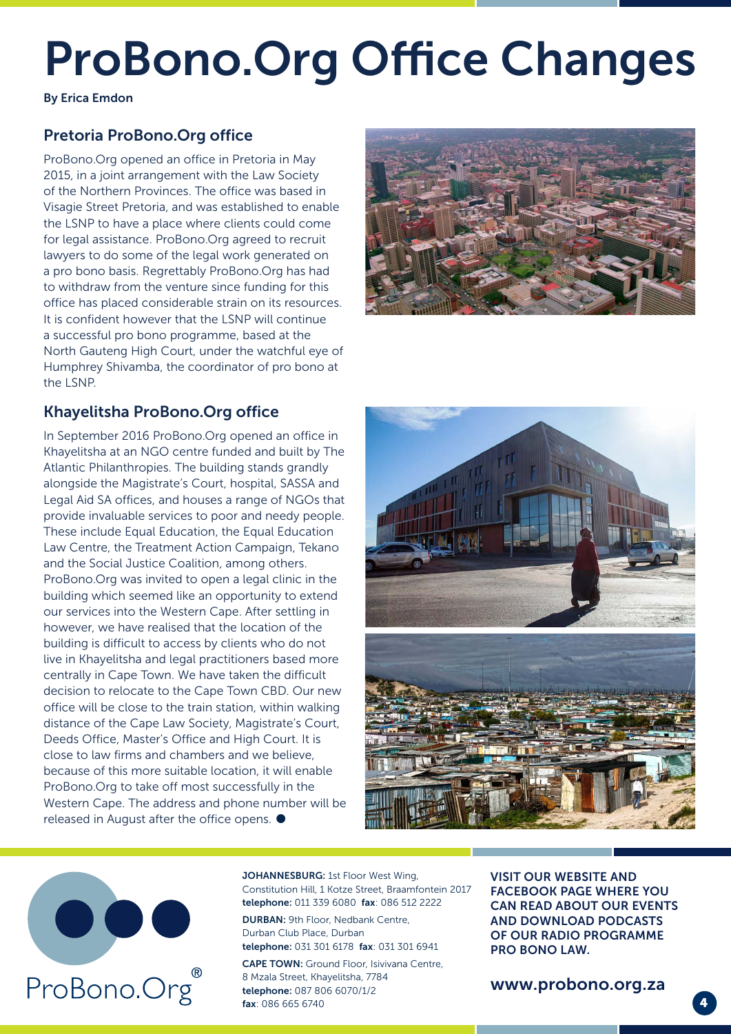# ProBono.Org Office Changes

**By Erica Emdon**

## Pretoria ProBono.Org office

ProBono.Org opened an office in Pretoria in May 2015, in a joint arrangement with the Law Society of the Northern Provinces. The office was based in Visagie Street Pretoria, and was established to enable the LSNP to have a place where clients could come for legal assistance. ProBono.Org agreed to recruit lawyers to do some of the legal work generated on a pro bono basis. Regrettably ProBono.Org has had to withdraw from the venture since funding for this office has placed considerable strain on its resources. It is confident however that the LSNP will continue a successful pro bono programme, based at the North Gauteng High Court, under the watchful eye of Humphrey Shivamba, the coordinator of pro bono at the LSNP.

## Khayelitsha ProBono.Org office

In September 2016 ProBono.Org opened an office in Khayelitsha at an NGO centre funded and built by The Atlantic Philanthropies. The building stands grandly alongside the Magistrate's Court, hospital, SASSA and Legal Aid SA offices, and houses a range of NGOs that provide invaluable services to poor and needy people. These include Equal Education, the Equal Education Law Centre, the Treatment Action Campaign, Tekano and the Social Justice Coalition, among others. ProBono.Org was invited to open a legal clinic in the building which seemed like an opportunity to extend our services into the Western Cape. After settling in however, we have realised that the location of the building is difficult to access by clients who do not live in Khayelitsha and legal practitioners based more centrally in Cape Town. We have taken the difficult decision to relocate to the Cape Town CBD. Our new office will be close to the train station, within walking distance of the Cape Law Society, Magistrate's Court, Deeds Office, Master's Office and High Court. It is close to law firms and chambers and we believe, because of this more suitable location, it will enable ProBono.Org to take off most successfully in the Western Cape. The address and phone number will be released in August after the office opens. ●

ProBono.Org®

**JOHANNESBURG:** 1st Floor West Wing, Constitution Hill, 1 Kotze Street, Braamfontein 2017
**telephone:** 011 339 6080 **fax**: 086 512 2222

**DURBAN:** 9th Floor, Nedbank Centre, Durban Club Place, Durban
**telephone:** 031 301 6178 **fax**: 031 301 6941

**CAPE TOWN:** Ground Floor, Isivivana Centre, 8 Mzala Street, Khayelitsha, 7784
**telephone:** 087 806 6070/1/2
**fax**: 086 665 6740

VISIT OUR WEBSITE AND FACEBOOK PAGE WHERE YOU CAN READ ABOUT OUR EVENTS AND DOWNLOAD PODCASTS OF OUR RADIO PROGRAMME PRO BONO LAW.

**www.probono.org.za**